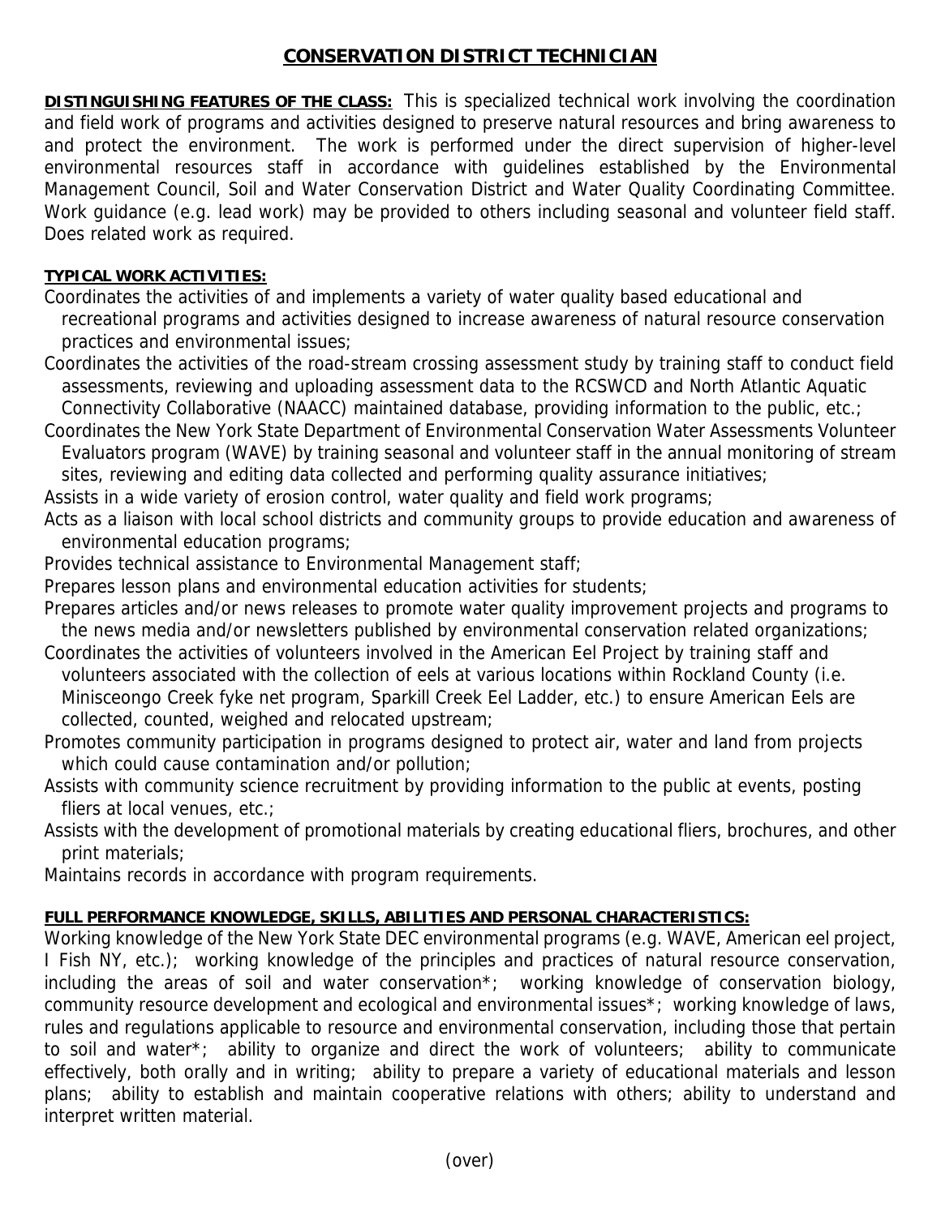# CONSERVATION DISTRICT TECHNICIAN

**DISTINGUISHING FEATURES OF THE CLASS:** This is specialized technical work involving the coordination and field work of programs and activities designed to preserve natural resources and bring awareness to and protect the environment. The work is performed under the direct supervision of higher-level environmental resources staff in accordance with guidelines established by the Environmental Management Council, Soil and Water Conservation District and Water Quality Coordinating Committee. Work guidance (e.g. lead work) may be provided to others including seasonal and volunteer field staff. Does related work as required.

**TYPICAL WORK ACTIVITIES:**

Coordinates the activities of and implements a variety of water quality based educational and recreational programs and activities designed to increase awareness of natural resource conservation practices and environmental issues;

Coordinates the activities of the road-stream crossing assessment study by training staff to conduct field assessments, reviewing and uploading assessment data to the RCSWCD and North Atlantic Aquatic Connectivity Collaborative (NAACC) maintained database, providing information to the public, etc.;

Coordinates the New York State Department of Environmental Conservation Water Assessments Volunteer Evaluators program (WAVE) by training seasonal and volunteer staff in the annual monitoring of stream sites, reviewing and editing data collected and performing quality assurance initiatives;

Assists in a wide variety of erosion control, water quality and field work programs;

Acts as a liaison with local school districts and community groups to provide education and awareness of environmental education programs;

Provides technical assistance to Environmental Management staff;

Prepares lesson plans and environmental education activities for students;

Prepares articles and/or news releases to promote water quality improvement projects and programs to the news media and/or newsletters published by environmental conservation related organizations;

Coordinates the activities of volunteers involved in the American Eel Project by training staff and volunteers associated with the collection of eels at various locations within Rockland County (i.e. Minisceongo Creek fyke net program, Sparkill Creek Eel Ladder, etc.) to ensure American Eels are collected, counted, weighed and relocated upstream;

Promotes community participation in programs designed to protect air, water and land from projects which could cause contamination and/or pollution;

Assists with community science recruitment by providing information to the public at events, posting fliers at local venues, etc.;

Assists with the development of promotional materials by creating educational fliers, brochures, and other print materials;

Maintains records in accordance with program requirements.

**FULL PERFORMANCE KNOWLEDGE, SKILLS, ABILITIES AND PERSONAL CHARACTERISTICS:**

Working knowledge of the New York State DEC environmental programs (e.g. WAVE, American eel project, I Fish NY, etc.); working knowledge of the principles and practices of natural resource conservation, including the areas of soil and water conservation*; working knowledge of conservation biology, community resource development and ecological and environmental issues*; working knowledge of laws, rules and regulations applicable to resource and environmental conservation, including those that pertain to soil and water*; ability to organize and direct the work of volunteers; ability to communicate effectively, both orally and in writing; ability to prepare a variety of educational materials and lesson plans; ability to establish and maintain cooperative relations with others; ability to understand and interpret written material.

(over)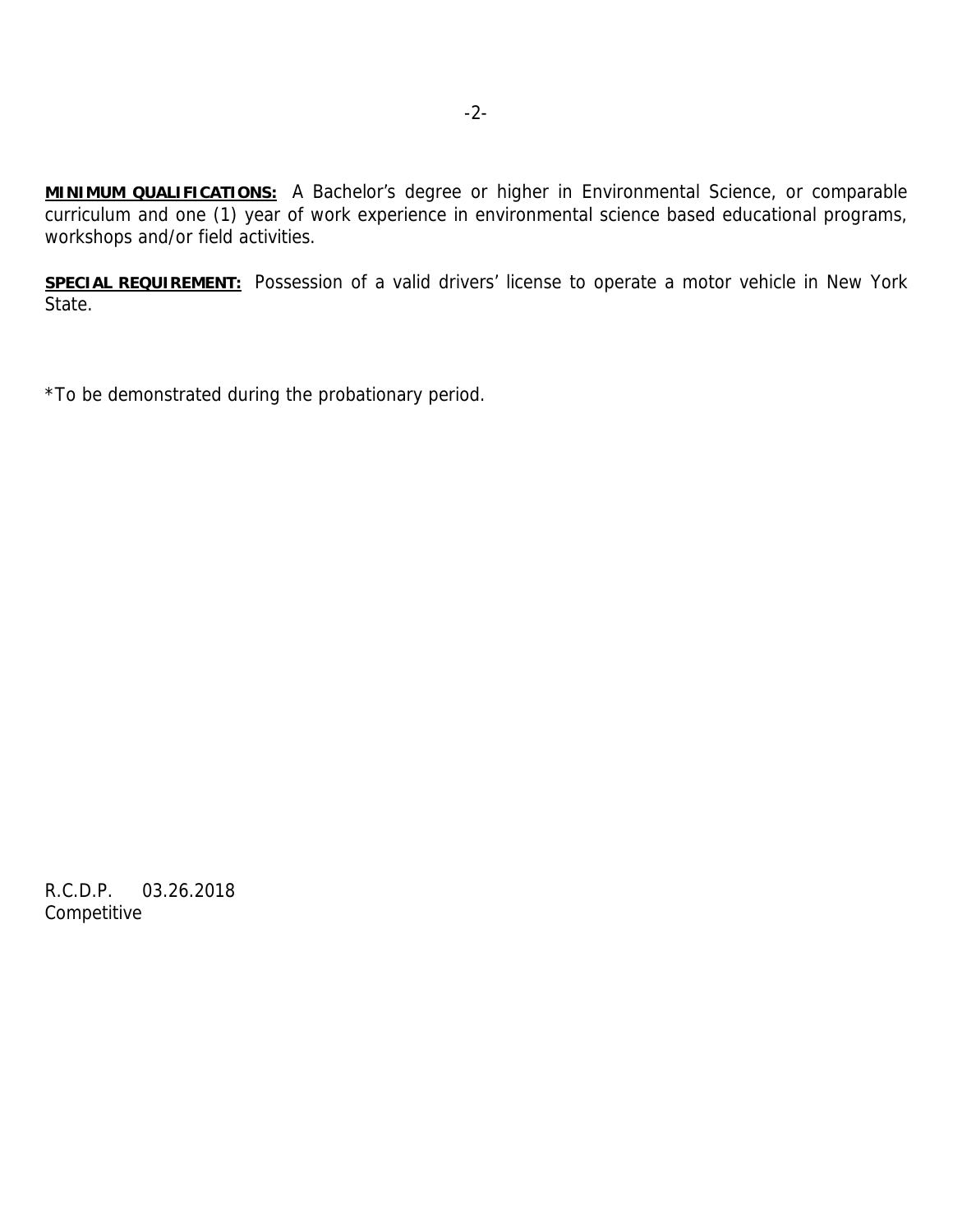**MINIMUM QUALIFICATIONS:** A Bachelor's degree or higher in Environmental Science, or comparable curriculum and one (1) year of work experience in environmental science based educational programs, workshops and/or field activities.

**SPECIAL REQUIREMENT:** Possession of a valid drivers' license to operate a motor vehicle in New York State.

*To be demonstrated during the probationary period.

R.C.D.P. 03.26.2018
Competitive